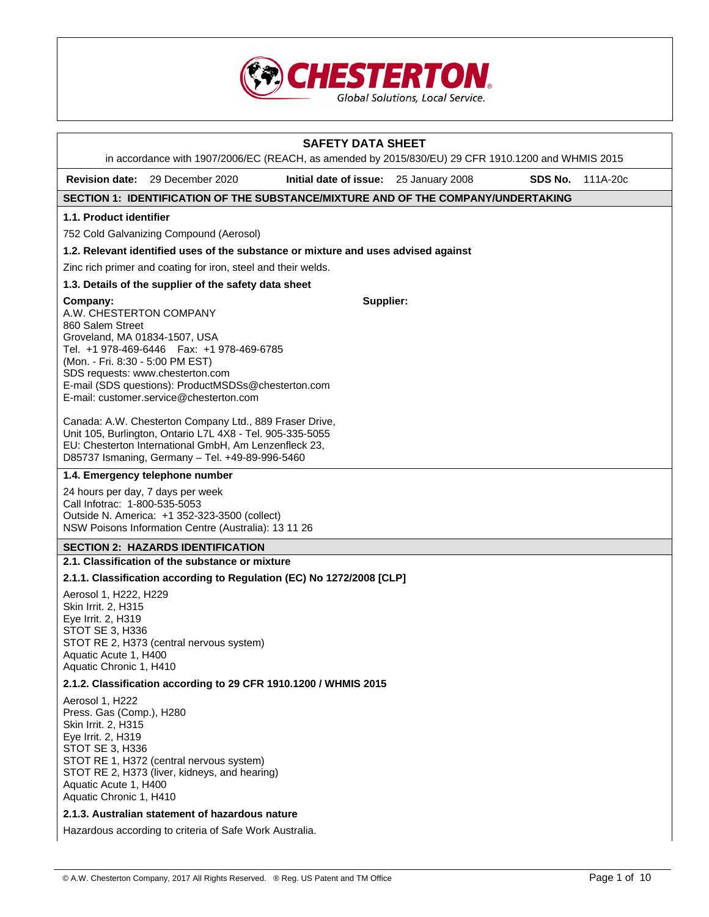CHESTERTON

Global Solutions, Local Service.

# SAFETY DATA SHEET

in accordance with 1907/2006/EC (REACH, as amended by 2015/830/EU) 29 CFR 1910.1200 and WHMIS 2015

**Revision date:** 29 December 2020 **Initial date of issue:** 25 January 2008 **SDS No.** 111A-20c

## SECTION 1: IDENTIFICATION OF THE SUBSTANCE/MIXTURE AND OF THE COMPANY/UNDERTAKING

### 1.1. Product identifier

752 Cold Galvanizing Compound (Aerosol)

### 1.2. Relevant identified uses of the substance or mixture and uses advised against

Zinc rich primer and coating for iron, steel and their welds.

### 1.3. Details of the supplier of the safety data sheet

**Company:**

A.W. CHESTERTON COMPANY
860 Salem Street
Groveland, MA 01834-1507, USA
Tel. +1 978-469-6446 Fax: +1 978-469-6785
(Mon. - Fri. 8:30 - 5:00 PM EST)
SDS requests: www.chesterton.com
E-mail (SDS questions): ProductMSDSs@chesterton.com
E-mail: customer.service@chesterton.com

**Supplier:**

Canada: A.W. Chesterton Company Ltd., 889 Fraser Drive, Unit 105, Burlington, Ontario L7L 4X8 - Tel. 905-335-5055
EU: Chesterton International GmbH, Am Lenzenfleck 23, D85737 Ismaning, Germany – Tel. +49-89-996-5460

### 1.4. Emergency telephone number

24 hours per day, 7 days per week
Call Infotrac: 1-800-535-5053
Outside N. America: +1 352-323-3500 (collect)
NSW Poisons Information Centre (Australia): 13 11 26

## SECTION 2: HAZARDS IDENTIFICATION

### 2.1. Classification of the substance or mixture

#### 2.1.1. Classification according to Regulation (EC) No 1272/2008 [CLP]

Aerosol 1, H222, H229
Skin Irrit. 2, H315
Eye Irrit. 2, H319
STOT SE 3, H336
STOT RE 2, H373 (central nervous system)
Aquatic Acute 1, H400
Aquatic Chronic 1, H410

#### 2.1.2. Classification according to 29 CFR 1910.1200 / WHMIS 2015

Aerosol 1, H222
Press. Gas (Comp.), H280
Skin Irrit. 2, H315
Eye Irrit. 2, H319
STOT SE 3, H336
STOT RE 1, H372 (central nervous system)
STOT RE 2, H373 (liver, kidneys, and hearing)
Aquatic Acute 1, H400
Aquatic Chronic 1, H410

#### 2.1.3. Australian statement of hazardous nature

Hazardous according to criteria of Safe Work Australia.

© A.W. Chesterton Company, 2017 All Rights Reserved. ® Reg. US Patent and TM Office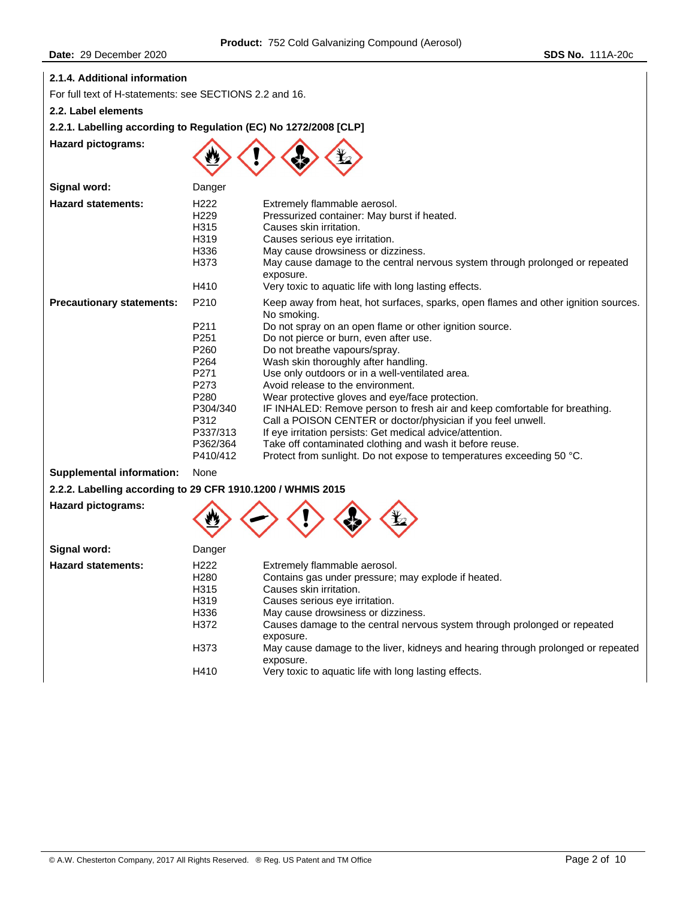**2.1.4. Additional information**

For full text of H-statements: see SECTIONS 2.2 and 16.

**2.2. Label elements**

**2.2.1. Labelling according to Regulation (EC) No 1272/2008 [CLP]**

**Hazard pictograms:**

**Signal word:** Danger

**Hazard statements:**

| | |
|---|---|
| H222 | Extremely flammable aerosol. |
| H229 | Pressurized container: May burst if heated. |
| H315 | Causes skin irritation. |
| H319 | Causes serious eye irritation. |
| H336 | May cause drowsiness or dizziness. |
| H373 | May cause damage to the central nervous system through prolonged or repeated exposure. |
| H410 | Very toxic to aquatic life with long lasting effects. |

**Precautionary statements:**

| | |
|---|---|
| P210 | Keep away from heat, hot surfaces, sparks, open flames and other ignition sources. No smoking. |
| P211 | Do not spray on an open flame or other ignition source. |
| P251 | Do not pierce or burn, even after use. |
| P260 | Do not breathe vapours/spray. |
| P264 | Wash skin thoroughly after handling. |
| P271 | Use only outdoors or in a well-ventilated area. |
| P273 | Avoid release to the environment. |
| P280 | Wear protective gloves and eye/face protection. |
| P304/340 | IF INHALED: Remove person to fresh air and keep comfortable for breathing. |
| P312 | Call a POISON CENTER or doctor/physician if you feel unwell. |
| P337/313 | If eye irritation persists: Get medical advice/attention. |
| P362/364 | Take off contaminated clothing and wash it before reuse. |
| P410/412 | Protect from sunlight. Do not expose to temperatures exceeding 50 °C. |

**Supplemental information:** None

**2.2.2. Labelling according to 29 CFR 1910.1200 / WHMIS 2015**

**Hazard pictograms:**

**Signal word:** Danger

**Hazard statements:**

| | |
|---|---|
| H222 | Extremely flammable aerosol. |
| H280 | Contains gas under pressure; may explode if heated. |
| H315 | Causes skin irritation. |
| H319 | Causes serious eye irritation. |
| H336 | May cause drowsiness or dizziness. |
| H372 | Causes damage to the central nervous system through prolonged or repeated exposure. |
| H373 | May cause damage to the liver, kidneys and hearing through prolonged or repeated exposure. |
| H410 | Very toxic to aquatic life with long lasting effects. |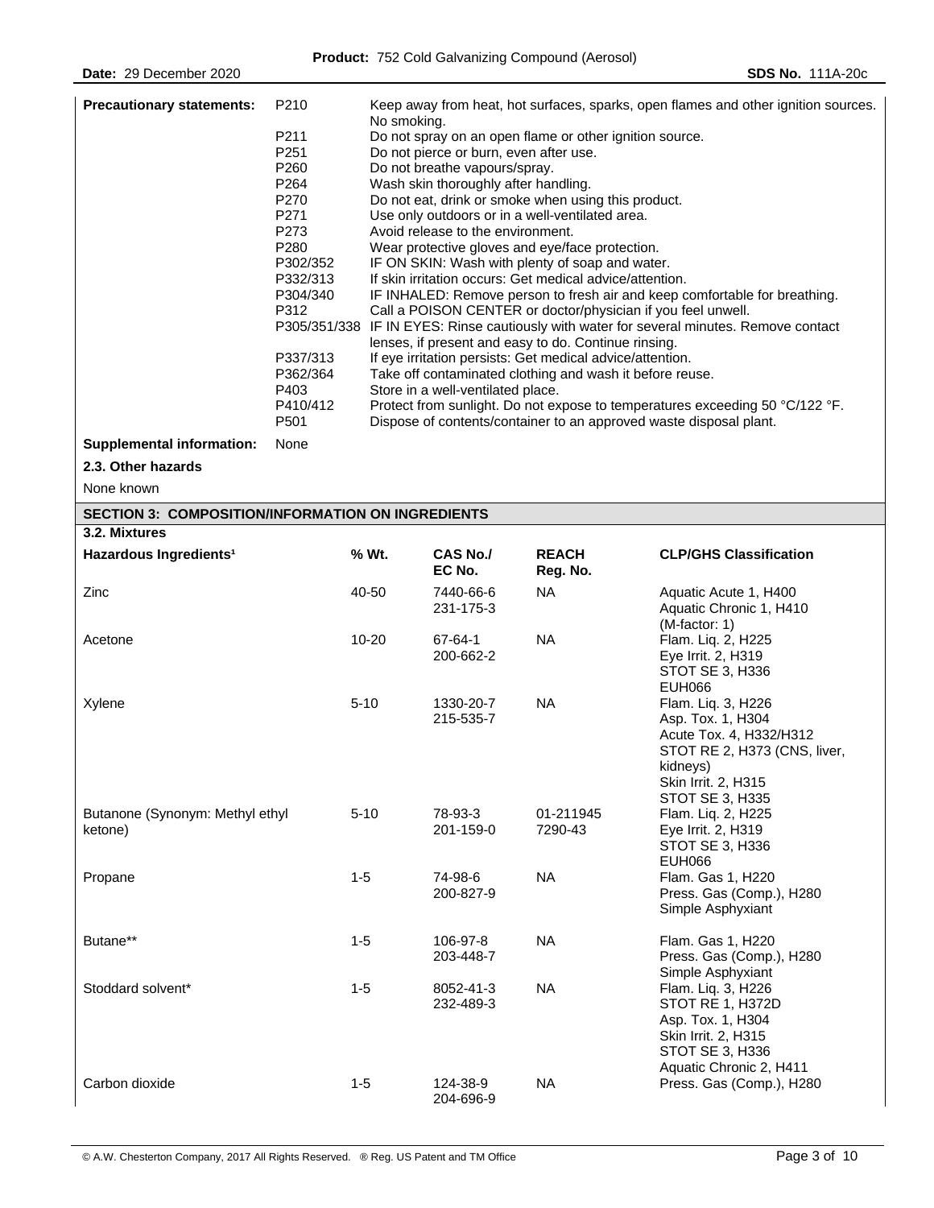**Precautionary statements:**

| | |
|---|---|
| P210 | Keep away from heat, hot surfaces, sparks, open flames and other ignition sources. No smoking. |
| P211 | Do not spray on an open flame or other ignition source. |
| P251 | Do not pierce or burn, even after use. |
| P260 | Do not breathe vapours/spray. |
| P264 | Wash skin thoroughly after handling. |
| P270 | Do not eat, drink or smoke when using this product. |
| P271 | Use only outdoors or in a well-ventilated area. |
| P273 | Avoid release to the environment. |
| P280 | Wear protective gloves and eye/face protection. |
| P302/352 | IF ON SKIN: Wash with plenty of soap and water. |
| P332/313 | If skin irritation occurs: Get medical advice/attention. |
| P304/340 | IF INHALED: Remove person to fresh air and keep comfortable for breathing. |
| P312 | Call a POISON CENTER or doctor/physician if you feel unwell. |
| P305/351/338 | IF IN EYES: Rinse cautiously with water for several minutes. Remove contact lenses, if present and easy to do. Continue rinsing. |
| P337/313 | If eye irritation persists: Get medical advice/attention. |
| P362/364 | Take off contaminated clothing and wash it before reuse. |
| P403 | Store in a well-ventilated place. |
| P410/412 | Protect from sunlight. Do not expose to temperatures exceeding 50 °C/122 °F. |
| P501 | Dispose of contents/container to an approved waste disposal plant. |

**Supplemental information:** None

### 2.3. Other hazards

None known

## SECTION 3: COMPOSITION/INFORMATION ON INGREDIENTS

### 3.2. Mixtures

| Hazardous Ingredients[1] | % Wt. | CAS No./ EC No. | REACH Reg. No. | CLP/GHS Classification |
|---|---|---|---|---|
| Zinc | 40-50 | 7440-66-6<br>231-175-3 | NA | Aquatic Acute 1, H400<br>Aquatic Chronic 1, H410<br>(M-factor: 1) |
| Acetone | 10-20 | 67-64-1<br>200-662-2 | NA | Flam. Liq. 2, H225<br>Eye Irrit. 2, H319<br>STOT SE 3, H336<br>EUH066 |
| Xylene | 5-10 | 1330-20-7<br>215-535-7 | NA | Flam. Liq. 3, H226<br>Asp. Tox. 1, H304<br>Acute Tox. 4, H332/H312<br>STOT RE 2, H373 (CNS, liver, kidneys)<br>Skin Irrit. 2, H315<br>STOT SE 3, H335 |
| Butanone (Synonym: Methyl ethyl ketone) | 5-10 | 78-93-3<br>201-159-0 | 01-211945<br>7290-43 | Flam. Liq. 2, H225<br>Eye Irrit. 2, H319<br>STOT SE 3, H336<br>EUH066 |
| Propane | 1-5 | 74-98-6<br>200-827-9 | NA | Flam. Gas 1, H220<br>Press. Gas (Comp.), H280<br>Simple Asphyxiant |
| Butane** | 1-5 | 106-97-8<br>203-448-7 | NA | Flam. Gas 1, H220<br>Press. Gas (Comp.), H280<br>Simple Asphyxiant |
| Stoddard solvent* | 1-5 | 8052-41-3<br>232-489-3 | NA | Flam. Liq. 3, H226<br>STOT RE 1, H372D<br>Asp. Tox. 1, H304<br>Skin Irrit. 2, H315<br>STOT SE 3, H336<br>Aquatic Chronic 2, H411 |
| Carbon dioxide | 1-5 | 124-38-9<br>204-696-9 | NA | Press. Gas (Comp.), H280 |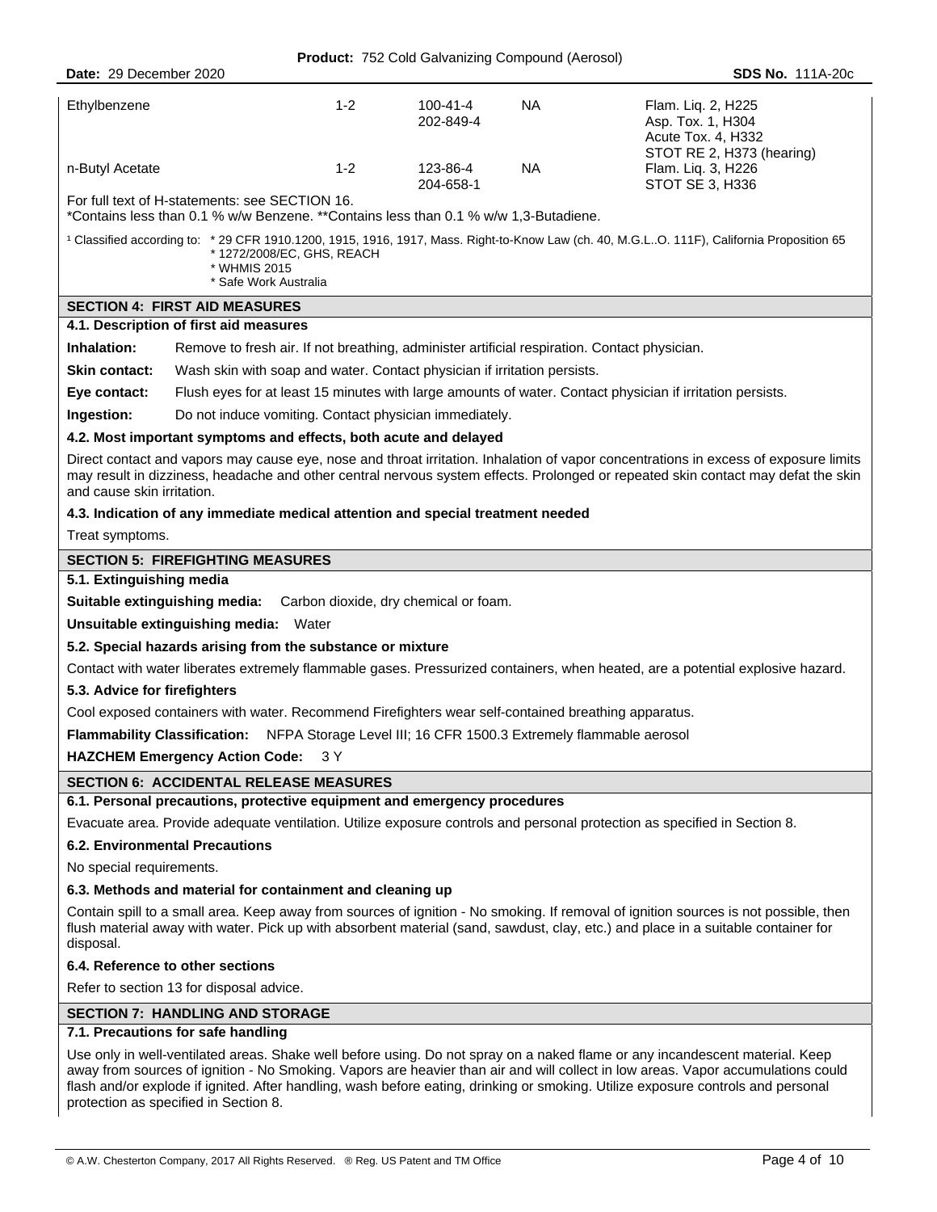| | | | | |
|---|---|---|---|---|
| Ethylbenzene | 1-2 | 100-41-4<br>202-849-4 | NA | Flam. Liq. 2, H225<br>Asp. Tox. 1, H304<br>Acute Tox. 4, H332<br>STOT RE 2, H373 (hearing) |
| n-Butyl Acetate | 1-2 | 123-86-4<br>204-658-1 | NA | Flam. Liq. 3, H226<br>STOT SE 3, H336 |

For full text of H-statements: see SECTION 16.
*Contains less than 0.1 % w/w Benzene. **Contains less than 0.1 % w/w 1,3-Butadiene.

[1] Classified according to: * 29 CFR 1910.1200, 1915, 1916, 1917, Mass. Right-to-Know Law (ch. 40, M.G.L..O. 111F), California Proposition 65
* 1272/2008/EC, GHS, REACH
* WHMIS 2015
* Safe Work Australia

## SECTION 4: FIRST AID MEASURES

### 4.1. Description of first aid measures

**Inhalation:** Remove to fresh air. If not breathing, administer artificial respiration. Contact physician.

**Skin contact:** Wash skin with soap and water. Contact physician if irritation persists.

**Eye contact:** Flush eyes for at least 15 minutes with large amounts of water. Contact physician if irritation persists.

**Ingestion:** Do not induce vomiting. Contact physician immediately.

### 4.2. Most important symptoms and effects, both acute and delayed

Direct contact and vapors may cause eye, nose and throat irritation. Inhalation of vapor concentrations in excess of exposure limits may result in dizziness, headache and other central nervous system effects. Prolonged or repeated skin contact may defat the skin and cause skin irritation.

### 4.3. Indication of any immediate medical attention and special treatment needed

Treat symptoms.

## SECTION 5: FIREFIGHTING MEASURES

### 5.1. Extinguishing media

**Suitable extinguishing media:** Carbon dioxide, dry chemical or foam.

**Unsuitable extinguishing media:** Water

### 5.2. Special hazards arising from the substance or mixture

Contact with water liberates extremely flammable gases. Pressurized containers, when heated, are a potential explosive hazard.

### 5.3. Advice for firefighters

Cool exposed containers with water. Recommend Firefighters wear self-contained breathing apparatus.

**Flammability Classification:** NFPA Storage Level III; 16 CFR 1500.3 Extremely flammable aerosol

**HAZCHEM Emergency Action Code:** 3 Y

## SECTION 6: ACCIDENTAL RELEASE MEASURES

### 6.1. Personal precautions, protective equipment and emergency procedures

Evacuate area. Provide adequate ventilation. Utilize exposure controls and personal protection as specified in Section 8.

### 6.2. Environmental Precautions

No special requirements.

### 6.3. Methods and material for containment and cleaning up

Contain spill to a small area. Keep away from sources of ignition - No smoking. If removal of ignition sources is not possible, then flush material away with water. Pick up with absorbent material (sand, sawdust, clay, etc.) and place in a suitable container for disposal.

### 6.4. Reference to other sections

Refer to section 13 for disposal advice.

## SECTION 7: HANDLING AND STORAGE

### 7.1. Precautions for safe handling

Use only in well-ventilated areas. Shake well before using. Do not spray on a naked flame or any incandescent material. Keep away from sources of ignition - No Smoking. Vapors are heavier than air and will collect in low areas. Vapor accumulations could flash and/or explode if ignited. After handling, wash before eating, drinking or smoking. Utilize exposure controls and personal protection as specified in Section 8.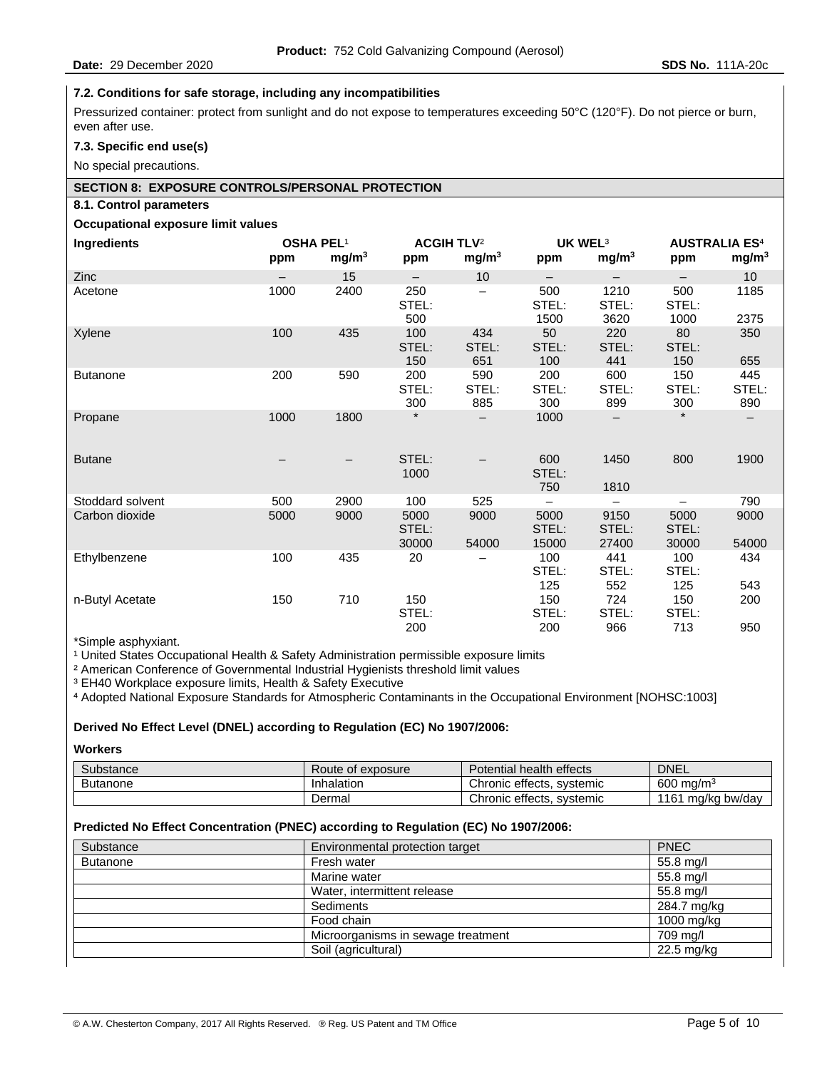### 7.2. Conditions for safe storage, including any incompatibilities

Pressurized container: protect from sunlight and do not expose to temperatures exceeding 50°C (120°F). Do not pierce or burn, even after use.

### 7.3. Specific end use(s)

No special precautions.

## SECTION 8: EXPOSURE CONTROLS/PERSONAL PROTECTION

### 8.1. Control parameters

**Occupational exposure limit values**

| Ingredients | OSHA PEL[1] | | ACGIH TLV[2] | | UK WEL[3] | | AUSTRALIA ES[4] | |
|---|---|---|---|---|---|---|---|---|
| | ppm | mg/m³ | ppm | mg/m³ | ppm | mg/m³ | ppm | mg/m³ |
| Zinc | – | 15 | – | 10 | – | – | – | 10 |
| Acetone | 1000 | 2400 | 250 STEL: 500 | – | 500 STEL: 1500 | 1210 STEL: 3620 | 500 STEL: 1000 | 1185 2375 |
| Xylene | 100 | 435 | 100 STEL: 150 | 434 STEL: 651 | 50 STEL: 100 | 220 STEL: 441 | 80 STEL: 150 | 350 655 |
| Butanone | 200 | 590 | 200 STEL: 300 | 590 STEL: 885 | 200 STEL: 300 | 600 STEL: 899 | 150 STEL: 300 | 445 STEL: 890 |
| Propane | 1000 | 1800 | * | – | 1000 | – | * | – |
| Butane | – | – | STEL: 1000 | – | 600 STEL: 750 | 1450 1810 | 800 | 1900 |
| Stoddard solvent | 500 | 2900 | 100 | 525 | – | – | – | 790 |
| Carbon dioxide | 5000 | 9000 | 5000 STEL: 30000 | 9000 54000 | 5000 STEL: 15000 | 9150 STEL: 27400 | 5000 STEL: 30000 | 9000 54000 |
| Ethylbenzene | 100 | 435 | 20 | – | 100 STEL: 125 | 441 STEL: 552 | 100 STEL: 125 | 434 543 |
| n-Butyl Acetate | 150 | 710 | 150 STEL: 200 | | 150 STEL: 200 | 724 STEL: 966 | 150 STEL: 713 | 200 950 |

*Simple asphyxiant.

[1] United States Occupational Health & Safety Administration permissible exposure limits

[2] American Conference of Governmental Industrial Hygienists threshold limit values

[3] EH40 Workplace exposure limits, Health & Safety Executive

[4] Adopted National Exposure Standards for Atmospheric Contaminants in the Occupational Environment [NOHSC:1003]

**Derived No Effect Level (DNEL) according to Regulation (EC) No 1907/2006:**

**Workers**

| Substance | Route of exposure | Potential health effects | DNEL |
|---|---|---|---|
| Butanone | Inhalation | Chronic effects, systemic | 600 mg/m³ |
| | Dermal | Chronic effects, systemic | 1161 mg/kg bw/day |

**Predicted No Effect Concentration (PNEC) according to Regulation (EC) No 1907/2006:**

| Substance | Environmental protection target | PNEC |
|---|---|---|
| Butanone | Fresh water | 55.8 mg/l |
| | Marine water | 55.8 mg/l |
| | Water, intermittent release | 55.8 mg/l |
| | Sediments | 284.7 mg/kg |
| | Food chain | 1000 mg/kg |
| | Microorganisms in sewage treatment | 709 mg/l |
| | Soil (agricultural) | 22.5 mg/kg |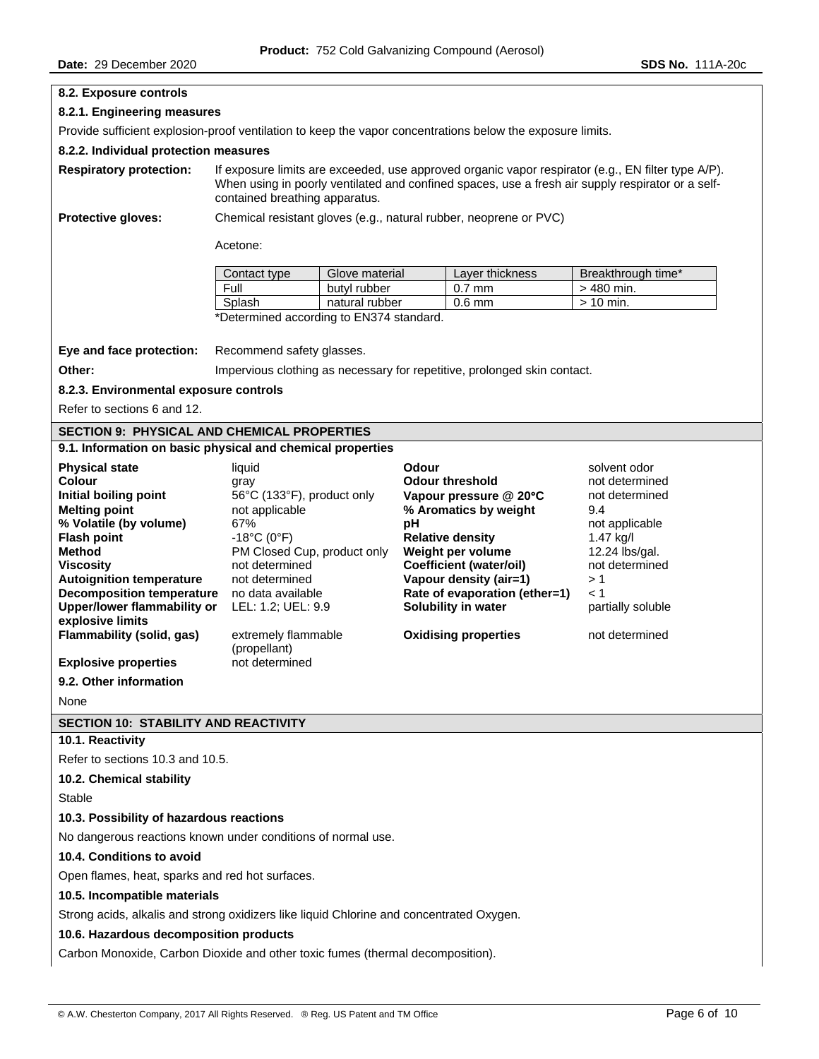### 8.2. Exposure controls

#### 8.2.1. Engineering measures

Provide sufficient explosion-proof ventilation to keep the vapor concentrations below the exposure limits.

#### 8.2.2. Individual protection measures

**Respiratory protection:** If exposure limits are exceeded, use approved organic vapor respirator (e.g., EN filter type A/P). When using in poorly ventilated and confined spaces, use a fresh air supply respirator or a self-contained breathing apparatus.

**Protective gloves:** Chemical resistant gloves (e.g., natural rubber, neoprene or PVC)

Acetone:

| Contact type | Glove material | Layer thickness | Breakthrough time* |
|---|---|---|---|
| Full | butyl rubber | 0.7 mm | > 480 min. |
| Splash | natural rubber | 0.6 mm | > 10 min. |

*Determined according to EN374 standard.

**Eye and face protection:** Recommend safety glasses.

**Other:** Impervious clothing as necessary for repetitive, prolonged skin contact.

#### 8.2.3. Environmental exposure controls

Refer to sections 6 and 12.

## SECTION 9: PHYSICAL AND CHEMICAL PROPERTIES

### 9.1. Information on basic physical and chemical properties

| Property | Value | Property | Value |
|---|---|---|---|
| **Physical state** | liquid | **Odour** | solvent odor |
| **Colour** | gray | **Odour threshold** | not determined |
| **Initial boiling point** | 56°C (133°F), product only | **Vapour pressure @ 20°C** | not determined |
| **Melting point** | not applicable | **% Aromatics by weight** | 9.4 |
| **% Volatile (by volume)** | 67% | **pH** | not applicable |
| **Flash point** | -18°C (0°F) | **Relative density** | 1.47 kg/l |
| **Method** | PM Closed Cup, product only | **Weight per volume** | 12.24 lbs/gal. |
| **Viscosity** | not determined | **Coefficient (water/oil)** | not determined |
| **Autoignition temperature** | not determined | **Vapour density (air=1)** | > 1 |
| **Decomposition temperature** | no data available | **Rate of evaporation (ether=1)** | < 1 |
| **Upper/lower flammability or explosive limits** | LEL: 1.2; UEL: 9.9 | **Solubility in water** | partially soluble |
| **Flammability (solid, gas)** | extremely flammable (propellant) | **Oxidising properties** | not determined |
| **Explosive properties** | not determined | | |

### 9.2. Other information

None

## SECTION 10: STABILITY AND REACTIVITY

### 10.1. Reactivity

Refer to sections 10.3 and 10.5.

### 10.2. Chemical stability

Stable

### 10.3. Possibility of hazardous reactions

No dangerous reactions known under conditions of normal use.

### 10.4. Conditions to avoid

Open flames, heat, sparks and red hot surfaces.

### 10.5. Incompatible materials

Strong acids, alkalis and strong oxidizers like liquid Chlorine and concentrated Oxygen.

### 10.6. Hazardous decomposition products

Carbon Monoxide, Carbon Dioxide and other toxic fumes (thermal decomposition).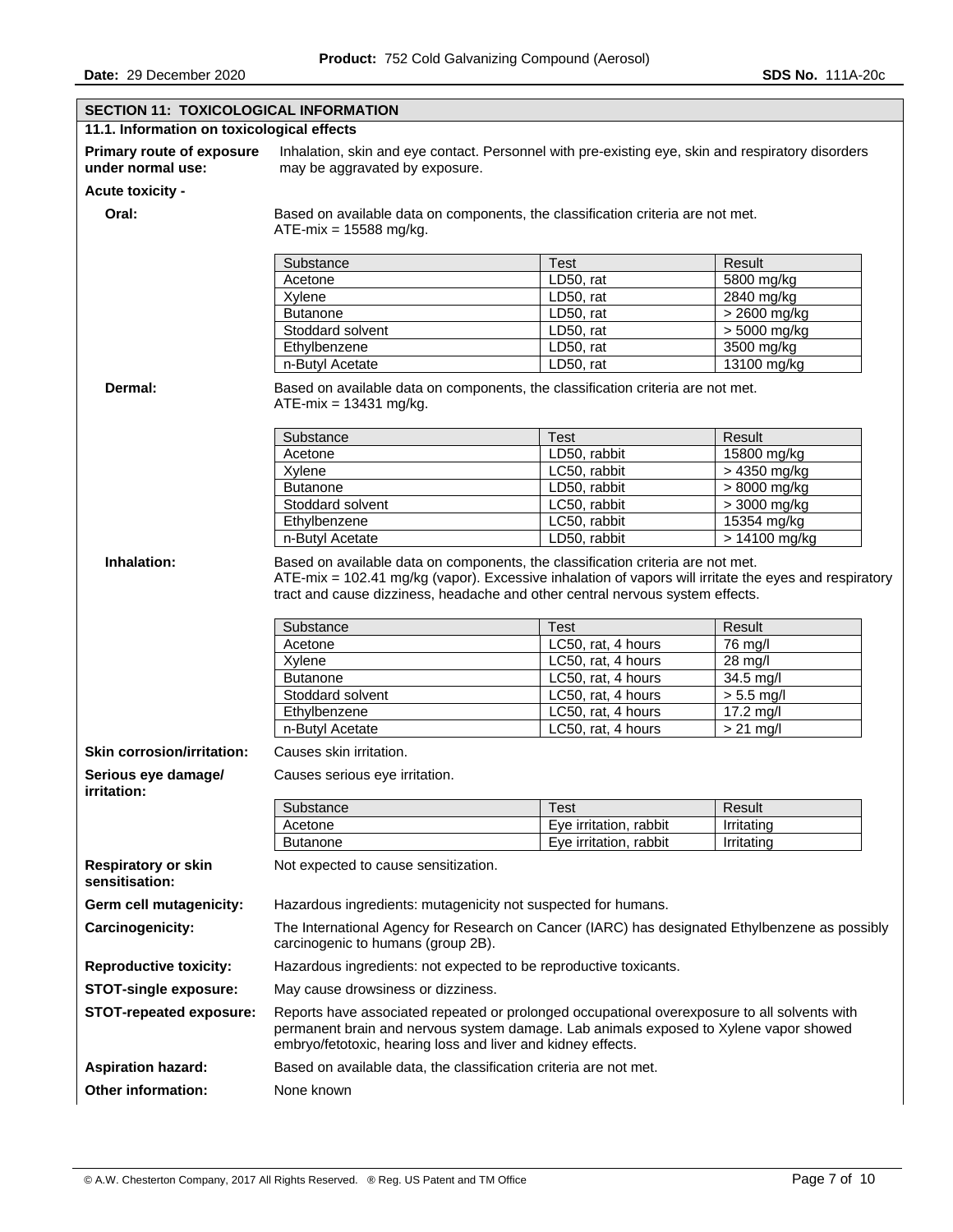## SECTION 11: TOXICOLOGICAL INFORMATION

### 11.1. Information on toxicological effects

**Primary route of exposure under normal use:** Inhalation, skin and eye contact. Personnel with pre-existing eye, skin and respiratory disorders may be aggravated by exposure.

**Acute toxicity -**

**Oral:** Based on available data on components, the classification criteria are not met. ATE-mix = 15588 mg/kg.

| Substance | Test | Result |
|---|---|---|
| Acetone | LD50, rat | 5800 mg/kg |
| Xylene | LD50, rat | 2840 mg/kg |
| Butanone | LD50, rat | > 2600 mg/kg |
| Stoddard solvent | LD50, rat | > 5000 mg/kg |
| Ethylbenzene | LD50, rat | 3500 mg/kg |
| n-Butyl Acetate | LD50, rat | 13100 mg/kg |

**Dermal:** Based on available data on components, the classification criteria are not met. ATE-mix = 13431 mg/kg.

| Substance | Test | Result |
|---|---|---|
| Acetone | LD50, rabbit | 15800 mg/kg |
| Xylene | LC50, rabbit | > 4350 mg/kg |
| Butanone | LD50, rabbit | > 8000 mg/kg |
| Stoddard solvent | LC50, rabbit | > 3000 mg/kg |
| Ethylbenzene | LC50, rabbit | 15354 mg/kg |
| n-Butyl Acetate | LD50, rabbit | > 14100 mg/kg |

**Inhalation:** Based on available data on components, the classification criteria are not met. ATE-mix = 102.41 mg/kg (vapor). Excessive inhalation of vapors will irritate the eyes and respiratory tract and cause dizziness, headache and other central nervous system effects.

| Substance | Test | Result |
|---|---|---|
| Acetone | LC50, rat, 4 hours | 76 mg/l |
| Xylene | LC50, rat, 4 hours | 28 mg/l |
| Butanone | LC50, rat, 4 hours | 34.5 mg/l |
| Stoddard solvent | LC50, rat, 4 hours | > 5.5 mg/l |
| Ethylbenzene | LC50, rat, 4 hours | 17.2 mg/l |
| n-Butyl Acetate | LC50, rat, 4 hours | > 21 mg/l |

**Skin corrosion/irritation:** Causes skin irritation.

**Serious eye damage/ irritation:** Causes serious eye irritation.

| Substance | Test | Result |
|---|---|---|
| Acetone | Eye irritation, rabbit | Irritating |
| Butanone | Eye irritation, rabbit | Irritating |

**Respiratory or skin sensitisation:** Not expected to cause sensitization.

**Germ cell mutagenicity:** Hazardous ingredients: mutagenicity not suspected for humans.

**Carcinogenicity:** The International Agency for Research on Cancer (IARC) has designated Ethylbenzene as possibly carcinogenic to humans (group 2B).

**Reproductive toxicity:** Hazardous ingredients: not expected to be reproductive toxicants.

**STOT-single exposure:** May cause drowsiness or dizziness.

**STOT-repeated exposure:** Reports have associated repeated or prolonged occupational overexposure to all solvents with permanent brain and nervous system damage. Lab animals exposed to Xylene vapor showed embryo/fetotoxic, hearing loss and liver and kidney effects.

**Aspiration hazard:** Based on available data, the classification criteria are not met.

**Other information:** None known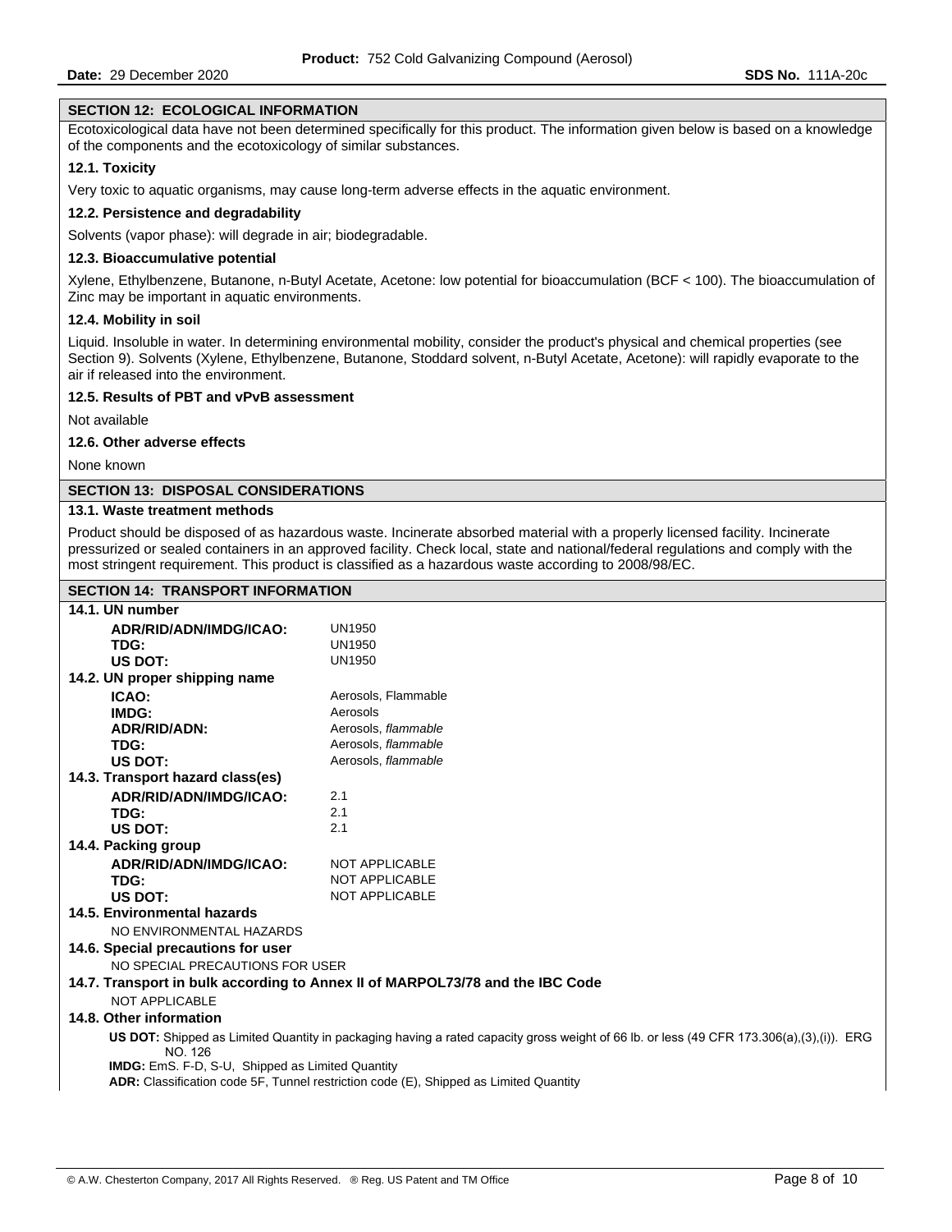## SECTION 12: ECOLOGICAL INFORMATION

Ecotoxicological data have not been determined specifically for this product. The information given below is based on a knowledge of the components and the ecotoxicology of similar substances.

### 12.1. Toxicity

Very toxic to aquatic organisms, may cause long-term adverse effects in the aquatic environment.

### 12.2. Persistence and degradability

Solvents (vapor phase): will degrade in air; biodegradable.

### 12.3. Bioaccumulative potential

Xylene, Ethylbenzene, Butanone, n-Butyl Acetate, Acetone: low potential for bioaccumulation (BCF < 100). The bioaccumulation of Zinc may be important in aquatic environments.

### 12.4. Mobility in soil

Liquid. Insoluble in water. In determining environmental mobility, consider the product's physical and chemical properties (see Section 9). Solvents (Xylene, Ethylbenzene, Butanone, Stoddard solvent, n-Butyl Acetate, Acetone): will rapidly evaporate to the air if released into the environment.

### 12.5. Results of PBT and vPvB assessment

Not available

### 12.6. Other adverse effects

None known

## SECTION 13: DISPOSAL CONSIDERATIONS

### 13.1. Waste treatment methods

Product should be disposed of as hazardous waste. Incinerate absorbed material with a properly licensed facility. Incinerate pressurized or sealed containers in an approved facility. Check local, state and national/federal regulations and comply with the most stringent requirement. This product is classified as a hazardous waste according to 2008/98/EC.

## SECTION 14: TRANSPORT INFORMATION

### 14.1. UN number

| | |
|---|---|
| **ADR/RID/ADN/IMDG/ICAO:** | UN1950 |
| **TDG:** | UN1950 |
| **US DOT:** | UN1950 |

### 14.2. UN proper shipping name

| | |
|---|---|
| **ICAO:** | Aerosols, Flammable |
| **IMDG:** | Aerosols |
| **ADR/RID/ADN:** | Aerosols, *flammable* |
| **TDG:** | Aerosols, *flammable* |
| **US DOT:** | Aerosols, *flammable* |

### 14.3. Transport hazard class(es)

| | |
|---|---|
| **ADR/RID/ADN/IMDG/ICAO:** | 2.1 |
| **TDG:** | 2.1 |
| **US DOT:** | 2.1 |

### 14.4. Packing group

| | |
|---|---|
| **ADR/RID/ADN/IMDG/ICAO:** | NOT APPLICABLE |
| **TDG:** | NOT APPLICABLE |
| **US DOT:** | NOT APPLICABLE |

### 14.5. Environmental hazards

NO ENVIRONMENTAL HAZARDS

### 14.6. Special precautions for user

NO SPECIAL PRECAUTIONS FOR USER

### 14.7. Transport in bulk according to Annex II of MARPOL73/78 and the IBC Code

NOT APPLICABLE

### 14.8. Other information

**US DOT:** Shipped as Limited Quantity in packaging having a rated capacity gross weight of 66 lb. or less (49 CFR 173.306(a),(3),(i)). ERG NO. 126

**IMDG:** EmS. F-D, S-U, Shipped as Limited Quantity

**ADR:** Classification code 5F, Tunnel restriction code (E), Shipped as Limited Quantity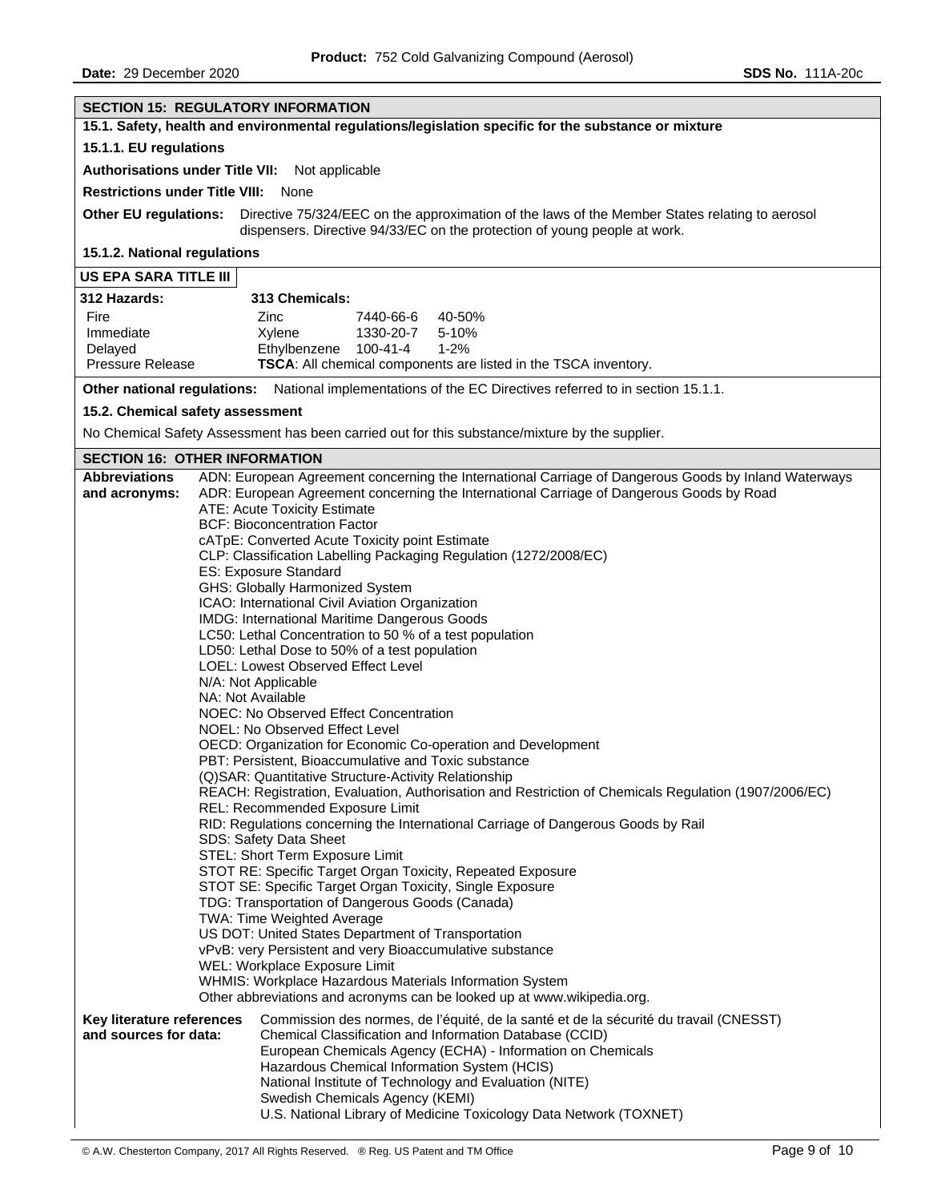## SECTION 15: REGULATORY INFORMATION

### 15.1. Safety, health and environmental regulations/legislation specific for the substance or mixture

#### 15.1.1. EU regulations

**Authorisations under Title VII:** Not applicable

**Restrictions under Title VIII:** None

**Other EU regulations:** Directive 75/324/EEC on the approximation of the laws of the Member States relating to aerosol dispensers. Directive 94/33/EC on the protection of young people at work.

#### 15.1.2. National regulations

**US EPA SARA TITLE III**

| 312 Hazards: | 313 Chemicals: | | |
|---|---|---|---|
| Fire | Zinc | 7440-66-6 | 40-50% |
| Immediate | Xylene | 1330-20-7 | 5-10% |
| Delayed | Ethylbenzene | 100-41-4 | 1-2% |
| Pressure Release | **TSCA**: All chemical components are listed in the TSCA inventory. | | |

**Other national regulations:** National implementations of the EC Directives referred to in section 15.1.1.

### 15.2. Chemical safety assessment

No Chemical Safety Assessment has been carried out for this substance/mixture by the supplier.

## SECTION 16: OTHER INFORMATION

**Abbreviations and acronyms:**

ADN: European Agreement concerning the International Carriage of Dangerous Goods by Inland Waterways
ADR: European Agreement concerning the International Carriage of Dangerous Goods by Road
ATE: Acute Toxicity Estimate
BCF: Bioconcentration Factor
cATpE: Converted Acute Toxicity point Estimate
CLP: Classification Labelling Packaging Regulation (1272/2008/EC)
ES: Exposure Standard
GHS: Globally Harmonized System
ICAO: International Civil Aviation Organization
IMDG: International Maritime Dangerous Goods
LC50: Lethal Concentration to 50 % of a test population
LD50: Lethal Dose to 50% of a test population
LOEL: Lowest Observed Effect Level
N/A: Not Applicable
NA: Not Available
NOEC: No Observed Effect Concentration
NOEL: No Observed Effect Level
OECD: Organization for Economic Co-operation and Development
PBT: Persistent, Bioaccumulative and Toxic substance
(Q)SAR: Quantitative Structure-Activity Relationship
REACH: Registration, Evaluation, Authorisation and Restriction of Chemicals Regulation (1907/2006/EC)
REL: Recommended Exposure Limit
RID: Regulations concerning the International Carriage of Dangerous Goods by Rail
SDS: Safety Data Sheet
STEL: Short Term Exposure Limit
STOT RE: Specific Target Organ Toxicity, Repeated Exposure
STOT SE: Specific Target Organ Toxicity, Single Exposure
TDG: Transportation of Dangerous Goods (Canada)
TWA: Time Weighted Average
US DOT: United States Department of Transportation
vPvB: very Persistent and very Bioaccumulative substance
WEL: Workplace Exposure Limit
WHMIS: Workplace Hazardous Materials Information System
Other abbreviations and acronyms can be looked up at www.wikipedia.org.

**Key literature references and sources for data:**

Commission des normes, de l'équité, de la santé et de la sécurité du travail (CNESST)
Chemical Classification and Information Database (CCID)
European Chemicals Agency (ECHA) - Information on Chemicals
Hazardous Chemical Information System (HCIS)
National Institute of Technology and Evaluation (NITE)
Swedish Chemicals Agency (KEMI)
U.S. National Library of Medicine Toxicology Data Network (TOXNET)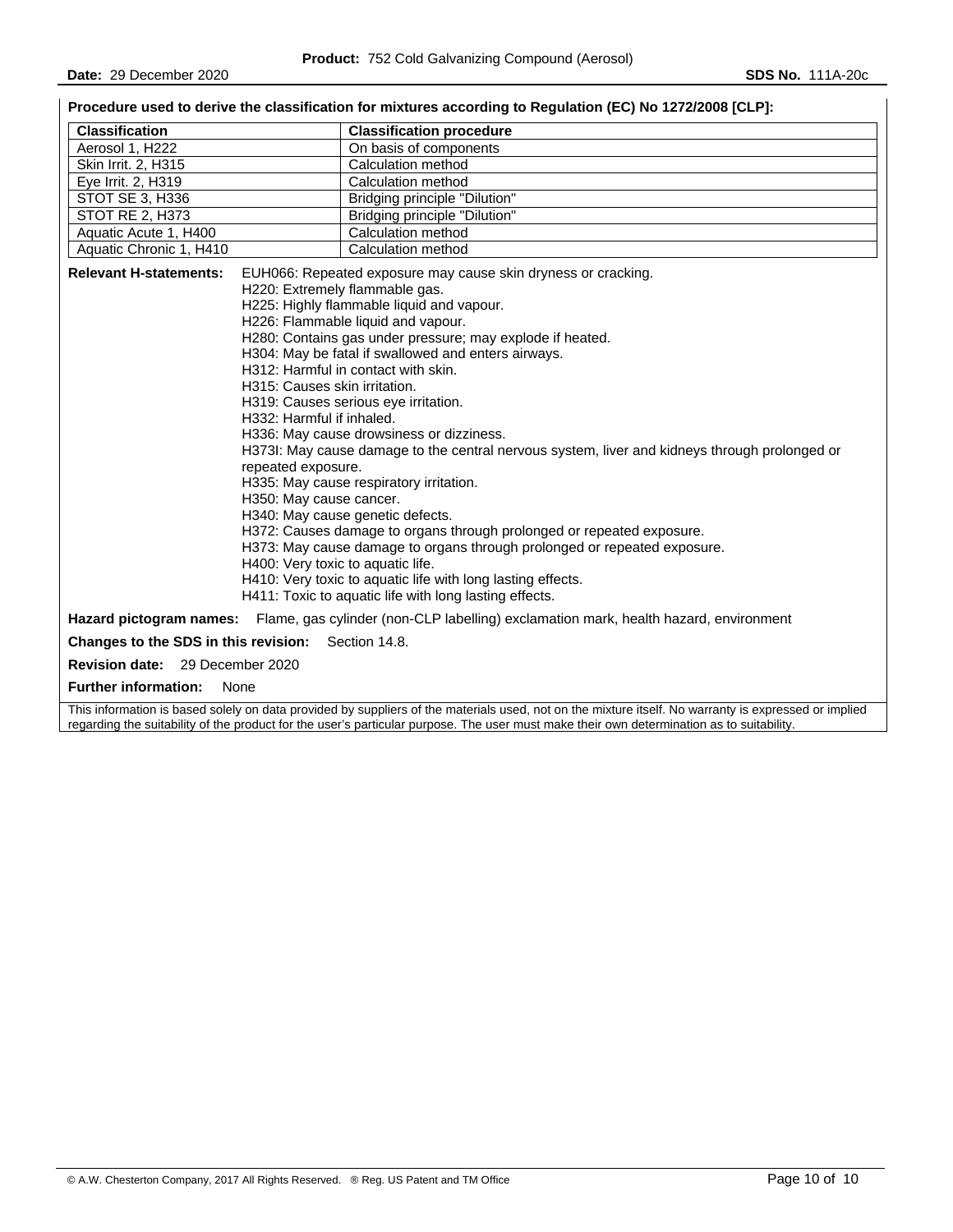**Procedure used to derive the classification for mixtures according to Regulation (EC) No 1272/2008 [CLP]:**

| Classification | Classification procedure |
|---|---|
| Aerosol 1, H222 | On basis of components |
| Skin Irrit. 2, H315 | Calculation method |
| Eye Irrit. 2, H319 | Calculation method |
| STOT SE 3, H336 | Bridging principle "Dilution" |
| STOT RE 2, H373 | Bridging principle "Dilution" |
| Aquatic Acute 1, H400 | Calculation method |
| Aquatic Chronic 1, H410 | Calculation method |

**Relevant H-statements:** EUH066: Repeated exposure may cause skin dryness or cracking.
H220: Extremely flammable gas.
H225: Highly flammable liquid and vapour.
H226: Flammable liquid and vapour.
H280: Contains gas under pressure; may explode if heated.
H304: May be fatal if swallowed and enters airways.
H312: Harmful in contact with skin.
H315: Causes skin irritation.
H319: Causes serious eye irritation.
H332: Harmful if inhaled.
H336: May cause drowsiness or dizziness.
H373I: May cause damage to the central nervous system, liver and kidneys through prolonged or repeated exposure.
H335: May cause respiratory irritation.
H350: May cause cancer.
H340: May cause genetic defects.
H372: Causes damage to organs through prolonged or repeated exposure.
H373: May cause damage to organs through prolonged or repeated exposure.
H400: Very toxic to aquatic life.
H410: Very toxic to aquatic life with long lasting effects.
H411: Toxic to aquatic life with long lasting effects.

**Hazard pictogram names:** Flame, gas cylinder (non-CLP labelling) exclamation mark, health hazard, environment

**Changes to the SDS in this revision:** Section 14.8.

**Revision date:** 29 December 2020

**Further information:** None

This information is based solely on data provided by suppliers of the materials used, not on the mixture itself. No warranty is expressed or implied regarding the suitability of the product for the user's particular purpose. The user must make their own determination as to suitability.